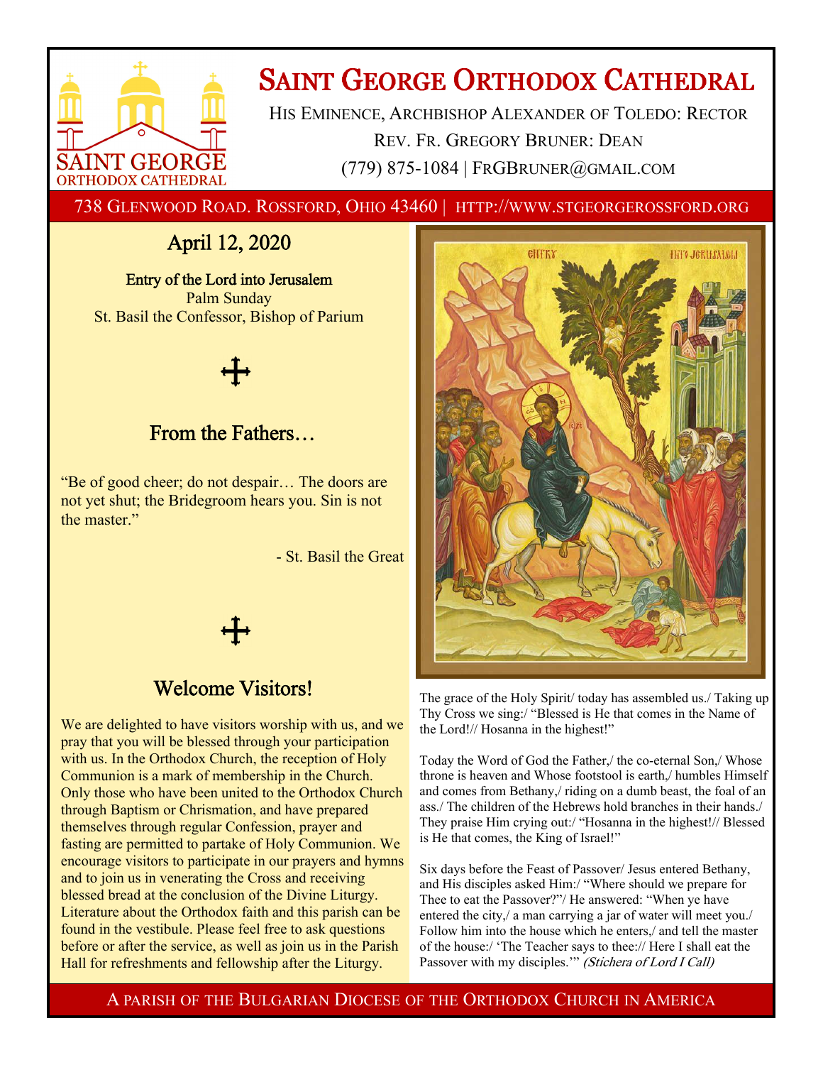# Saint George Orthodox Cathedral

His Eminence, Archbishop Alexander of Toledo: Rector

Rev. Fr. Gregory Bruner: Dean

(779) 875-1084 | FrGBruner@gmail.com

738 Glenwood Road. Rossford, Ohio 43460 | http://www.stgeorgerossford.org

## April 12, 2020

**Entry of the Lord into Jerusalem**

Palm Sunday

St. Basil the Confessor, Bishop of Parium

## From the Fathers…

"Be of good cheer; do not despair… The doors are not yet shut; the Bridegroom hears you. Sin is not the master."

- St. Basil the Great

## Welcome Visitors!

We are delighted to have visitors worship with us, and we pray that you will be blessed through your participation with us. In the Orthodox Church, the reception of Holy Communion is a mark of membership in the Church. Only those who have been united to the Orthodox Church through Baptism or Chrismation, and have prepared themselves through regular Confession, prayer and fasting are permitted to partake of Holy Communion. We encourage visitors to participate in our prayers and hymns and to join us in venerating the Cross and receiving blessed bread at the conclusion of the Divine Liturgy. Literature about the Orthodox faith and this parish can be found in the vestibule. Please feel free to ask questions before or after the service, as well as join us in the Parish Hall for refreshments and fellowship after the Liturgy.

The grace of the Holy Spirit/ today has assembled us./ Taking up Thy Cross we sing:/ "Blessed is He that comes in the Name of the Lord!// Hosanna in the highest!"

Today the Word of God the Father,/ the co-eternal Son,/ Whose throne is heaven and Whose footstool is earth,/ humbles Himself and comes from Bethany,/ riding on a dumb beast, the foal of an ass./ The children of the Hebrews hold branches in their hands./ They praise Him crying out:/ "Hosanna in the highest!// Blessed is He that comes, the King of Israel!"

Six days before the Feast of Passover/ Jesus entered Bethany, and His disciples asked Him:/ "Where should we prepare for Thee to eat the Passover?"/ He answered: "When ye have entered the city,/ a man carrying a jar of water will meet you./ Follow him into the house which he enters,/ and tell the master of the house:/ 'The Teacher says to thee:// Here I shall eat the Passover with my disciples.'" *(Stichera of Lord I Call)*

A parish of the Bulgarian Diocese of the Orthodox Church in America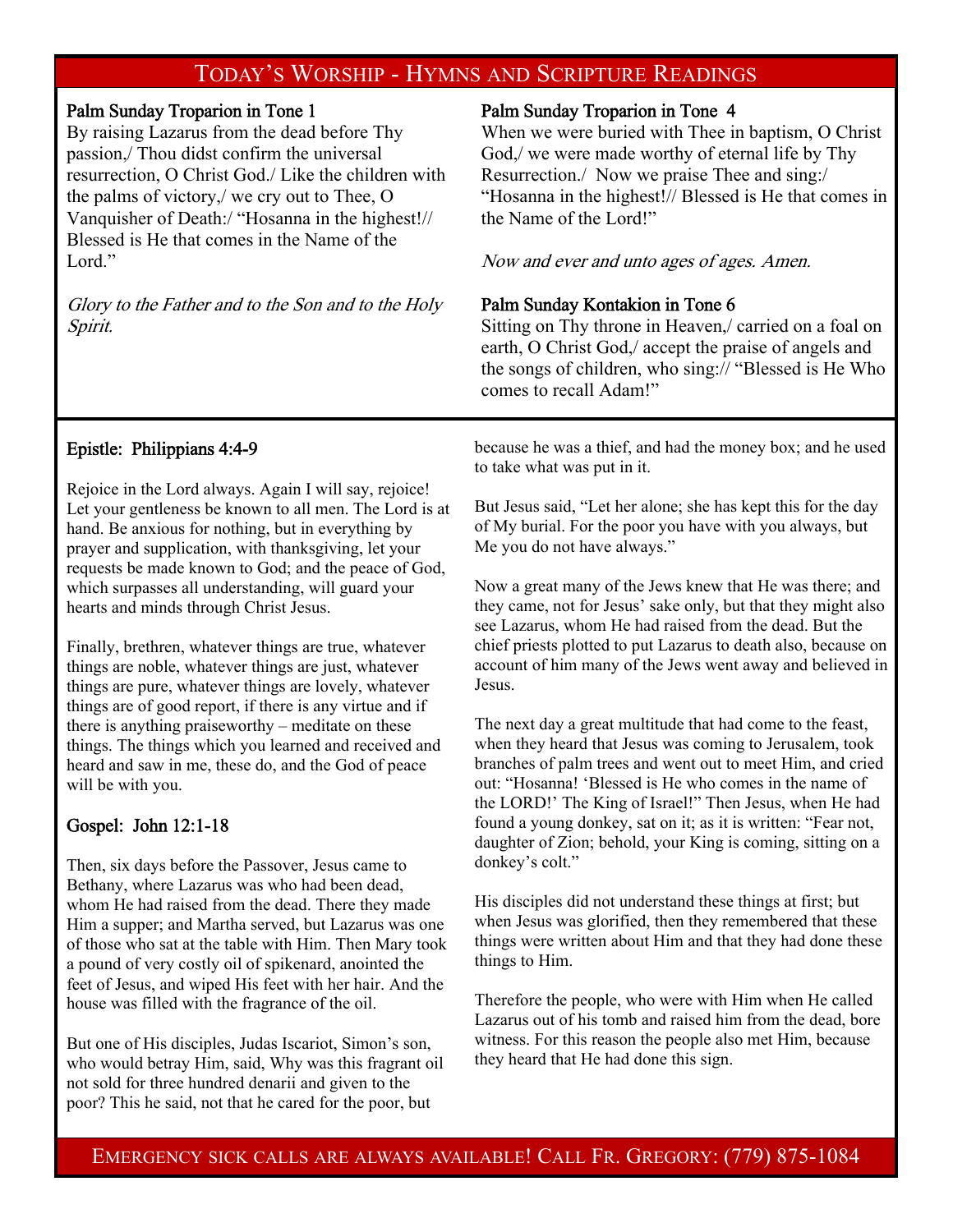## Today's Worship - Hymns and Scripture Readings

**Palm Sunday Troparion in Tone 1**
By raising Lazarus from the dead before Thy passion,/ Thou didst confirm the universal resurrection, O Christ God./ Like the children with the palms of victory,/ we cry out to Thee, O Vanquisher of Death:/ "Hosanna in the highest!// Blessed is He that comes in the Name of the Lord."

*Glory to the Father and to the Son and to the Holy Spirit.*

**Palm Sunday Troparion in Tone 4**
When we were buried with Thee in baptism, O Christ God,/ we were made worthy of eternal life by Thy Resurrection./ Now we praise Thee and sing:/ "Hosanna in the highest!// Blessed is He that comes in the Name of the Lord!"

*Now and ever and unto ages of ages. Amen.*

**Palm Sunday Kontakion in Tone 6**
Sitting on Thy throne in Heaven,/ carried on a foal on earth, O Christ God,/ accept the praise of angels and the songs of children, who sing:// "Blessed is He Who comes to recall Adam!"

### Epistle: Philippians 4:4-9

Rejoice in the Lord always. Again I will say, rejoice! Let your gentleness be known to all men. The Lord is at hand. Be anxious for nothing, but in everything by prayer and supplication, with thanksgiving, let your requests be made known to God; and the peace of God, which surpasses all understanding, will guard your hearts and minds through Christ Jesus.

Finally, brethren, whatever things are true, whatever things are noble, whatever things are just, whatever things are pure, whatever things are lovely, whatever things are of good report, if there is any virtue and if there is anything praiseworthy – meditate on these things. The things which you learned and received and heard and saw in me, these do, and the God of peace will be with you.

### Gospel: John 12:1-18

Then, six days before the Passover, Jesus came to Bethany, where Lazarus was who had been dead, whom He had raised from the dead. There they made Him a supper; and Martha served, but Lazarus was one of those who sat at the table with Him. Then Mary took a pound of very costly oil of spikenard, anointed the feet of Jesus, and wiped His feet with her hair. And the house was filled with the fragrance of the oil.

But one of His disciples, Judas Iscariot, Simon's son, who would betray Him, said, Why was this fragrant oil not sold for three hundred denarii and given to the poor? This he said, not that he cared for the poor, but because he was a thief, and had the money box; and he used to take what was put in it.

But Jesus said, "Let her alone; she has kept this for the day of My burial. For the poor you have with you always, but Me you do not have always."

Now a great many of the Jews knew that He was there; and they came, not for Jesus' sake only, but that they might also see Lazarus, whom He had raised from the dead. But the chief priests plotted to put Lazarus to death also, because on account of him many of the Jews went away and believed in Jesus.

The next day a great multitude that had come to the feast, when they heard that Jesus was coming to Jerusalem, took branches of palm trees and went out to meet Him, and cried out: "Hosanna! 'Blessed is He who comes in the name of the LORD!' The King of Israel!" Then Jesus, when He had found a young donkey, sat on it; as it is written: "Fear not, daughter of Zion; behold, your King is coming, sitting on a donkey's colt."

His disciples did not understand these things at first; but when Jesus was glorified, then they remembered that these things were written about Him and that they had done these things to Him.

Therefore the people, who were with Him when He called Lazarus out of his tomb and raised him from the dead, bore witness. For this reason the people also met Him, because they heard that He had done this sign.

Emergency sick calls are always available! Call Fr. Gregory: (779) 875-1084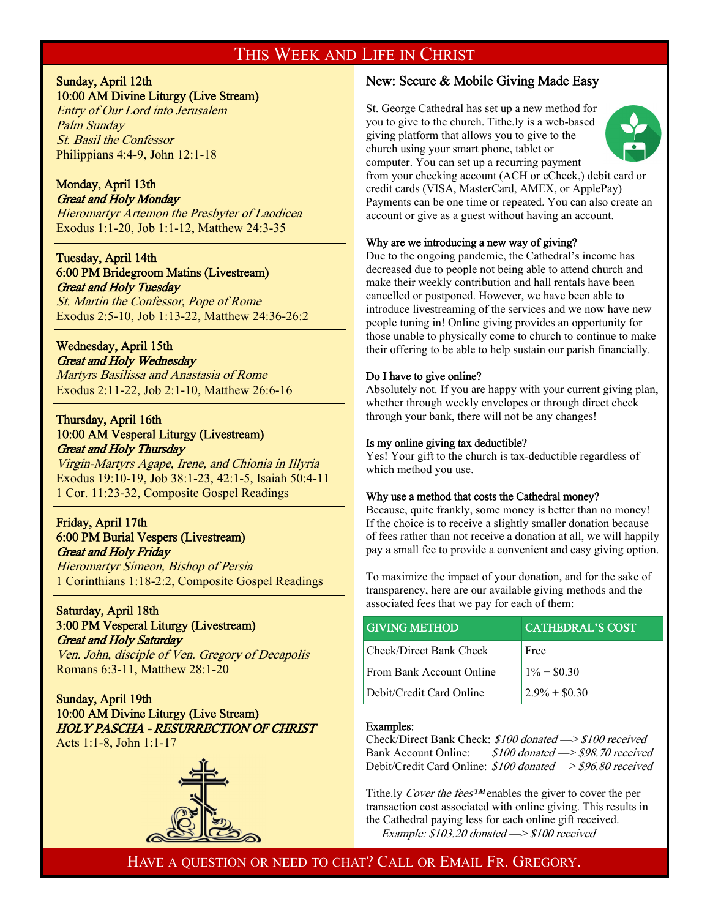# This Week and Life in Christ

**Sunday, April 12th**
**10:00 AM Divine Liturgy (Live Stream)**
*Entry of Our Lord into Jerusalem*
*Palm Sunday*
*St. Basil the Confessor*
Philippians 4:4-9, John 12:1-18

---

**Monday, April 13th**
***Great and Holy Monday***
*Hieromartyr Artemon the Presbyter of Laodicea*
Exodus 1:1-20, Job 1:1-12, Matthew 24:3-35

---

**Tuesday, April 14th**
**6:00 PM Bridegroom Matins (Livestream)**
***Great and Holy Tuesday***
*St. Martin the Confessor, Pope of Rome*
Exodus 2:5-10, Job 1:13-22, Matthew 24:36-26:2

---

**Wednesday, April 15th**
***Great and Holy Wednesday***
*Martyrs Basilissa and Anastasia of Rome*
Exodus 2:11-22, Job 2:1-10, Matthew 26:6-16

---

**Thursday, April 16th**
**10:00 AM Vesperal Liturgy (Livestream)**
***Great and Holy Thursday***
*Virgin-Martyrs Agape, Irene, and Chionia in Illyria*
Exodus 19:10-19, Job 38:1-23, 42:1-5, Isaiah 50:4-11
1 Cor. 11:23-32, Composite Gospel Readings

---

**Friday, April 17th**
**6:00 PM Burial Vespers (Livestream)**
***Great and Holy Friday***
*Hieromartyr Simeon, Bishop of Persia*
1 Corinthians 1:18-2:2, Composite Gospel Readings

---

**Saturday, April 18th**
**3:00 PM Vesperal Liturgy (Livestream)**
***Great and Holy Saturday***
*Ven. John, disciple of Ven. Gregory of Decapolis*
Romans 6:3-11, Matthew 28:1-20

---

**Sunday, April 19th**
**10:00 AM Divine Liturgy (Live Stream)**
***HOLY PASCHA - RESURRECTION OF CHRIST***
Acts 1:1-8, John 1:1-17

## New: Secure & Mobile Giving Made Easy

St. George Cathedral has set up a new method for you to give to the church. Tithe.ly is a web-based giving platform that allows you to give to the church using your smart phone, tablet or computer. You can set up a recurring payment from your checking account (ACH or eCheck,) debit card or credit cards (VISA, MasterCard, AMEX, or ApplePay) Payments can be one time or repeated. You can also create an account or give as a guest without having an account.

**Why are we introducing a new way of giving?**
Due to the ongoing pandemic, the Cathedral's income has decreased due to people not being able to attend church and make their weekly contribution and hall rentals have been cancelled or postponed. However, we have been able to introduce livestreaming of the services and we now have new people tuning in! Online giving provides an opportunity for those unable to physically come to church to continue to make their offering to be able to help sustain our parish financially.

**Do I have to give online?**
Absolutely not. If you are happy with your current giving plan, whether through weekly envelopes or through direct check through your bank, there will not be any changes!

**Is my online giving tax deductible?**
Yes! Your gift to the church is tax-deductible regardless of which method you use.

**Why use a method that costs the Cathedral money?**
Because, quite frankly, some money is better than no money! If the choice is to receive a slightly smaller donation because of fees rather than not receive a donation at all, we will happily pay a small fee to provide a convenient and easy giving option.

To maximize the impact of your donation, and for the sake of transparency, here are our available giving methods and the associated fees that we pay for each of them:

| GIVING METHOD | CATHEDRAL'S COST |
|---|---|
| Check/Direct Bank Check | Free |
| From Bank Account Online | 1% + $0.30 |
| Debit/Credit Card Online | 2.9% + $0.30 |

**Examples:**
Check/Direct Bank Check: *$100 donated —> $100 received*
Bank Account Online: *$100 donated —> $98.70 received*
Debit/Credit Card Online: *$100 donated —> $96.80 received*

Tithe.ly *Cover the fees™* enables the giver to cover the per transaction cost associated with online giving. This results in the Cathedral paying less for each online gift received.
*Example: $103.20 donated —> $100 received*

Have a question or need to chat? Call or Email Fr. Gregory.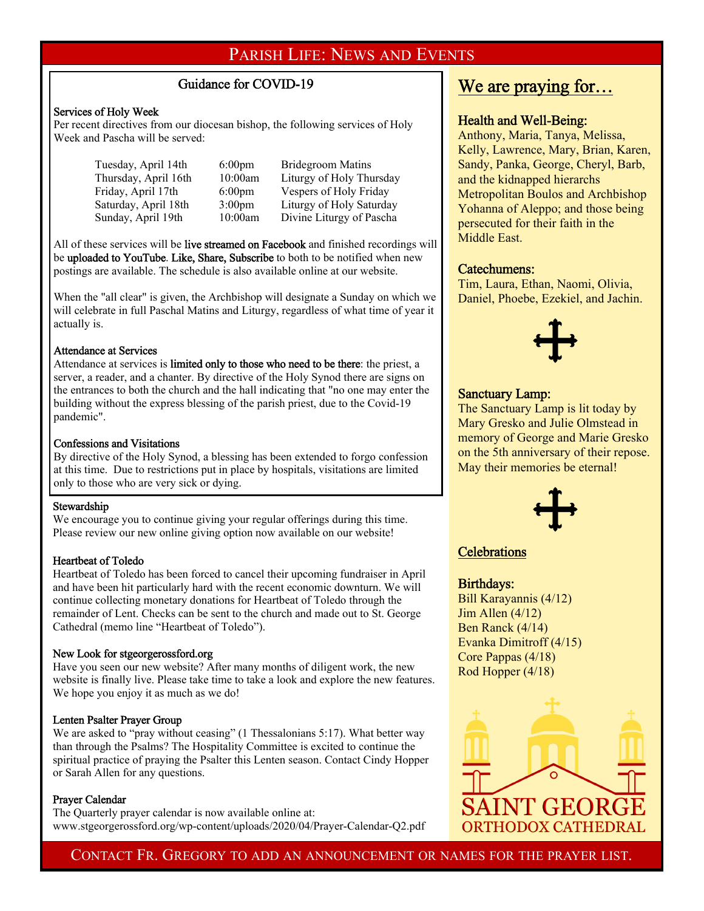# Parish Life: News and Events

## Guidance for COVID-19

### Services of Holy Week

Per recent directives from our diocesan bishop, the following services of Holy Week and Pascha will be served:

| | | |
|---|---|---|
| Tuesday, April 14th | 6:00pm | Bridegroom Matins |
| Thursday, April 16th | 10:00am | Liturgy of Holy Thursday |
| Friday, April 17th | 6:00pm | Vespers of Holy Friday |
| Saturday, April 18th | 3:00pm | Liturgy of Holy Saturday |
| Sunday, April 19th | 10:00am | Divine Liturgy of Pascha |

All of these services will be live streamed on Facebook and finished recordings will be uploaded to YouTube. Like, Share, Subscribe to both to be notified when new postings are available. The schedule is also available online at our website.

When the "all clear" is given, the Archbishop will designate a Sunday on which we will celebrate in full Paschal Matins and Liturgy, regardless of what time of year it actually is.

### Attendance at Services

Attendance at services is limited only to those who need to be there: the priest, a server, a reader, and a chanter. By directive of the Holy Synod there are signs on the entrances to both the church and the hall indicating that "no one may enter the building without the express blessing of the parish priest, due to the Covid-19 pandemic".

### Confessions and Visitations

By directive of the Holy Synod, a blessing has been extended to forgo confession at this time. Due to restrictions put in place by hospitals, visitations are limited only to those who are very sick or dying.

### Stewardship

We encourage you to continue giving your regular offerings during this time. Please review our new online giving option now available on our website!

### Heartbeat of Toledo

Heartbeat of Toledo has been forced to cancel their upcoming fundraiser in April and have been hit particularly hard with the recent economic downturn. We will continue collecting monetary donations for Heartbeat of Toledo through the remainder of Lent. Checks can be sent to the church and made out to St. George Cathedral (memo line "Heartbeat of Toledo").

### New Look for stgeorgerossford.org

Have you seen our new website? After many months of diligent work, the new website is finally live. Please take time to take a look and explore the new features. We hope you enjoy it as much as we do!

### Lenten Psalter Prayer Group

We are asked to "pray without ceasing" (1 Thessalonians 5:17). What better way than through the Psalms? The Hospitality Committee is excited to continue the spiritual practice of praying the Psalter this Lenten season. Contact Cindy Hopper or Sarah Allen for any questions.

### Prayer Calendar

The Quarterly prayer calendar is now available online at:
www.stgeorgerossford.org/wp-content/uploads/2020/04/Prayer-Calendar-Q2.pdf

## We are praying for…

### Health and Well-Being:

Anthony, Maria, Tanya, Melissa, Kelly, Lawrence, Mary, Brian, Karen, Sandy, Panka, George, Cheryl, Barb, and the kidnapped hierarchs Metropolitan Boulos and Archbishop Yohanna of Aleppo; and those being persecuted for their faith in the Middle East.

### Catechumens:

Tim, Laura, Ethan, Naomi, Olivia, Daniel, Phoebe, Ezekiel, and Jachin.

### Sanctuary Lamp:

The Sanctuary Lamp is lit today by Mary Gresko and Julie Olmstead in memory of George and Marie Gresko on the 5th anniversary of their repose. May their memories be eternal!

## Celebrations

### Birthdays:

Bill Karayannis (4/12)
Jim Allen (4/12)
Ben Ranck (4/14)
Evanka Dimitroff (4/15)
Core Pappas (4/18)
Rod Hopper (4/18)

SAINT GEORGE ORTHODOX CATHEDRAL

Contact Fr. Gregory to add an announcement or names for the prayer list.